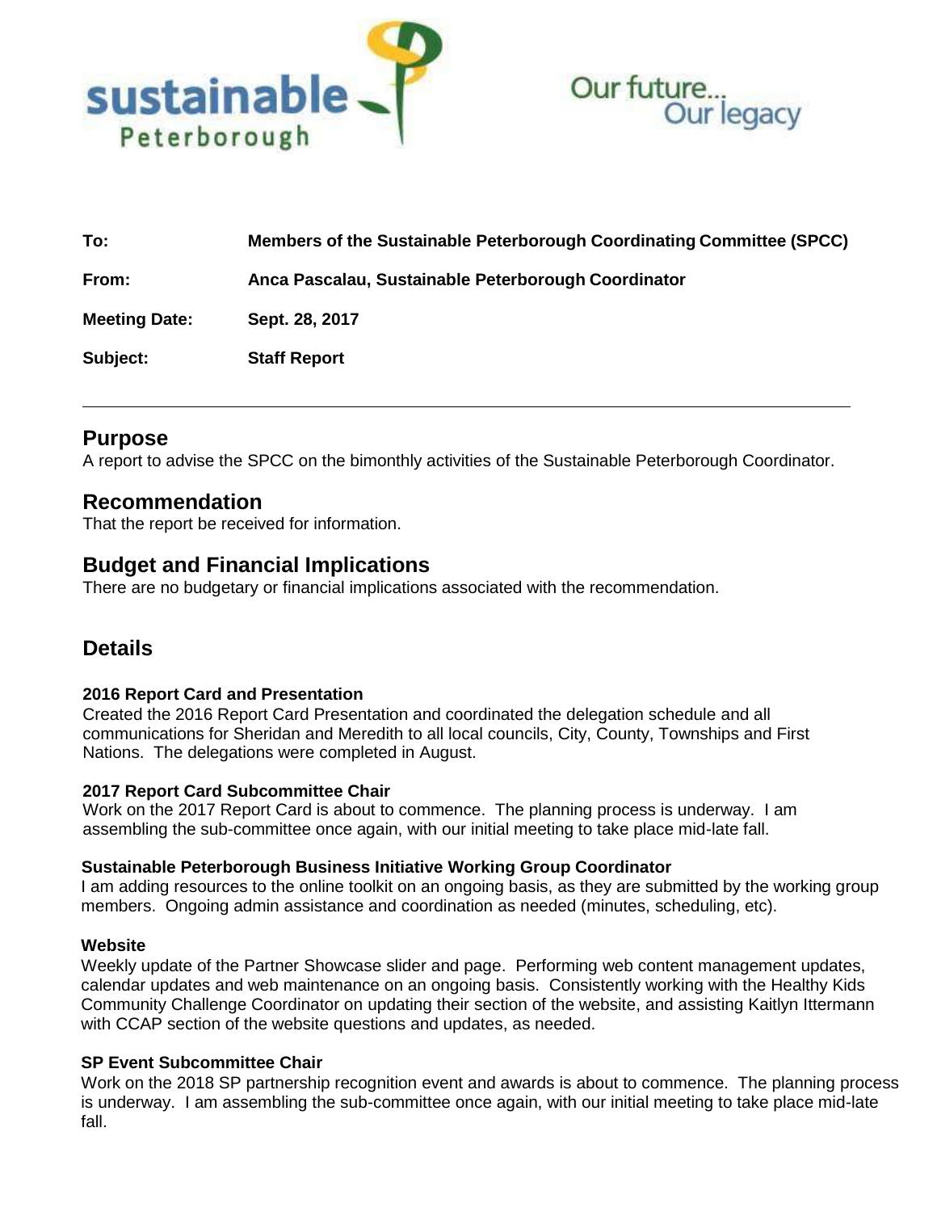sustainable Peterborough

Our future... Our legacy

| | |
|---|---|
| **To:** | **Members of the Sustainable Peterborough Coordinating Committee (SPCC)** |
| **From:** | **Anca Pascalau, Sustainable Peterborough Coordinator** |
| **Meeting Date:** | **Sept. 28, 2017** |
| **Subject:** | **Staff Report** |

---

## Purpose

A report to advise the SPCC on the bimonthly activities of the Sustainable Peterborough Coordinator.

## Recommendation

That the report be received for information.

## Budget and Financial Implications

There are no budgetary or financial implications associated with the recommendation.

## Details

**2016 Report Card and Presentation**

Created the 2016 Report Card Presentation and coordinated the delegation schedule and all communications for Sheridan and Meredith to all local councils, City, County, Townships and First Nations. The delegations were completed in August.

**2017 Report Card Subcommittee Chair**

Work on the 2017 Report Card is about to commence. The planning process is underway. I am assembling the sub-committee once again, with our initial meeting to take place mid-late fall.

**Sustainable Peterborough Business Initiative Working Group Coordinator**

I am adding resources to the online toolkit on an ongoing basis, as they are submitted by the working group members. Ongoing admin assistance and coordination as needed (minutes, scheduling, etc).

**Website**

Weekly update of the Partner Showcase slider and page. Performing web content management updates, calendar updates and web maintenance on an ongoing basis. Consistently working with the Healthy Kids Community Challenge Coordinator on updating their section of the website, and assisting Kaitlyn Ittermann with CCAP section of the website questions and updates, as needed.

**SP Event Subcommittee Chair**

Work on the 2018 SP partnership recognition event and awards is about to commence. The planning process is underway. I am assembling the sub-committee once again, with our initial meeting to take place mid-late fall.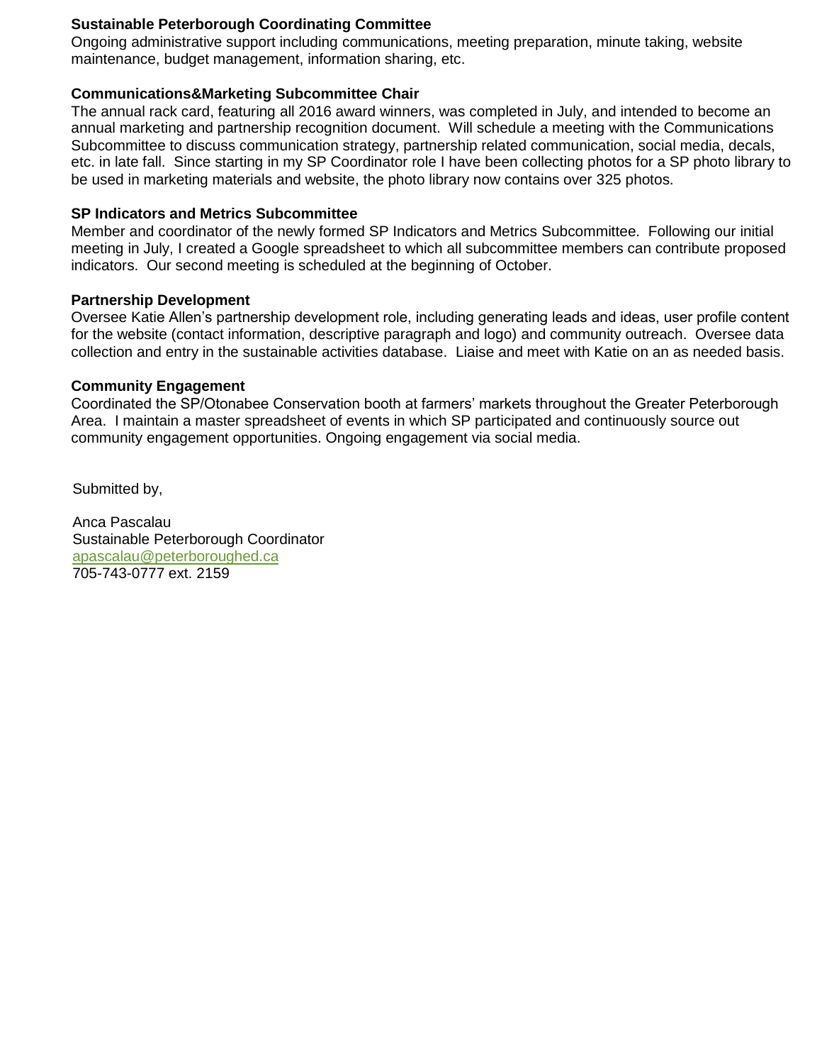**Sustainable Peterborough Coordinating Committee**

Ongoing administrative support including communications, meeting preparation, minute taking, website maintenance, budget management, information sharing, etc.

**Communications&Marketing Subcommittee Chair**

The annual rack card, featuring all 2016 award winners, was completed in July, and intended to become an annual marketing and partnership recognition document. Will schedule a meeting with the Communications Subcommittee to discuss communication strategy, partnership related communication, social media, decals, etc. in late fall. Since starting in my SP Coordinator role I have been collecting photos for a SP photo library to be used in marketing materials and website, the photo library now contains over 325 photos.

**SP Indicators and Metrics Subcommittee**

Member and coordinator of the newly formed SP Indicators and Metrics Subcommittee. Following our initial meeting in July, I created a Google spreadsheet to which all subcommittee members can contribute proposed indicators. Our second meeting is scheduled at the beginning of October.

**Partnership Development**

Oversee Katie Allen's partnership development role, including generating leads and ideas, user profile content for the website (contact information, descriptive paragraph and logo) and community outreach. Oversee data collection and entry in the sustainable activities database. Liaise and meet with Katie on an as needed basis.

**Community Engagement**

Coordinated the SP/Otonabee Conservation booth at farmers' markets throughout the Greater Peterborough Area. I maintain a master spreadsheet of events in which SP participated and continuously source out community engagement opportunities. Ongoing engagement via social media.

Submitted by,

Anca Pascalau
Sustainable Peterborough Coordinator
apascalau@peterboroughed.ca
705-743-0777 ext. 2159